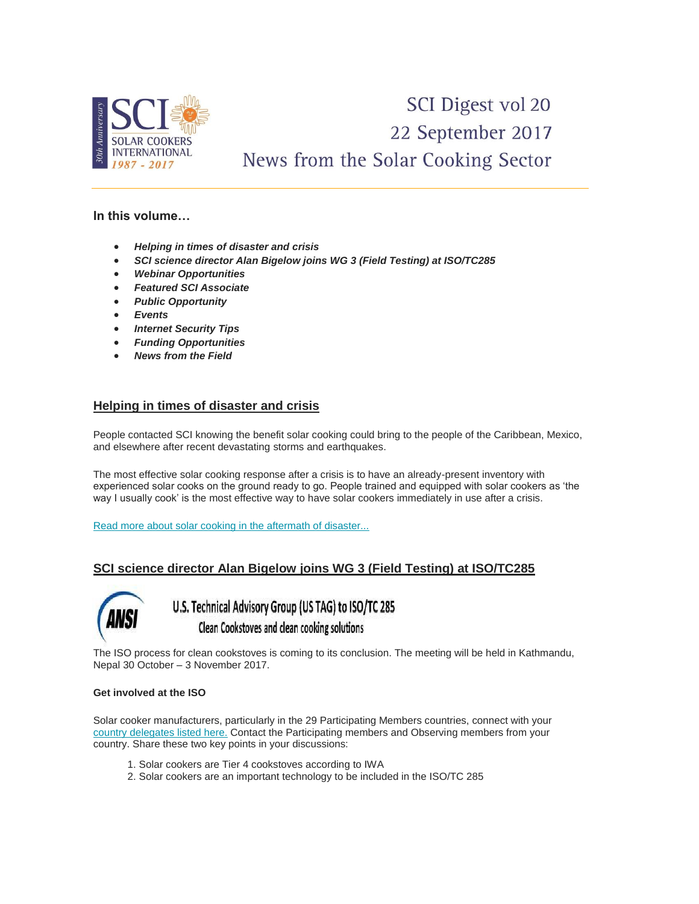SCI Digest vol 20

22 September 2017

News from the Solar Cooking Sector

### In this volume…

- ***Helping in times of disaster and crisis***
- ***SCI science director Alan Bigelow joins WG 3 (Field Testing) at ISO/TC285***
- ***Webinar Opportunities***
- ***Featured SCI Associate***
- ***Public Opportunity***
- ***Events***
- ***Internet Security Tips***
- ***Funding Opportunities***
- ***News from the Field***

## Helping in times of disaster and crisis

People contacted SCI knowing the benefit solar cooking could bring to the people of the Caribbean, Mexico, and elsewhere after recent devastating storms and earthquakes.

The most effective solar cooking response after a crisis is to have an already-present inventory with experienced solar cooks on the ground ready to go. People trained and equipped with solar cookers as 'the way I usually cook' is the most effective way to have solar cookers immediately in use after a crisis.

Read more about solar cooking in the aftermath of disaster...

## SCI science director Alan Bigelow joins WG 3 (Field Testing) at ISO/TC285

ANSI U.S. Technical Advisory Group (US TAG) to ISO/TC 285 Clean Cookstoves and clean cooking solutions

The ISO process for clean cookstoves is coming to its conclusion. The meeting will be held in Kathmandu, Nepal 30 October – 3 November 2017.

**Get involved at the ISO**

Solar cooker manufacturers, particularly in the 29 Participating Members countries, connect with your country delegates listed here. Contact the Participating members and Observing members from your country. Share these two key points in your discussions:

1. Solar cookers are Tier 4 cookstoves according to IWA
2. Solar cookers are an important technology to be included in the ISO/TC 285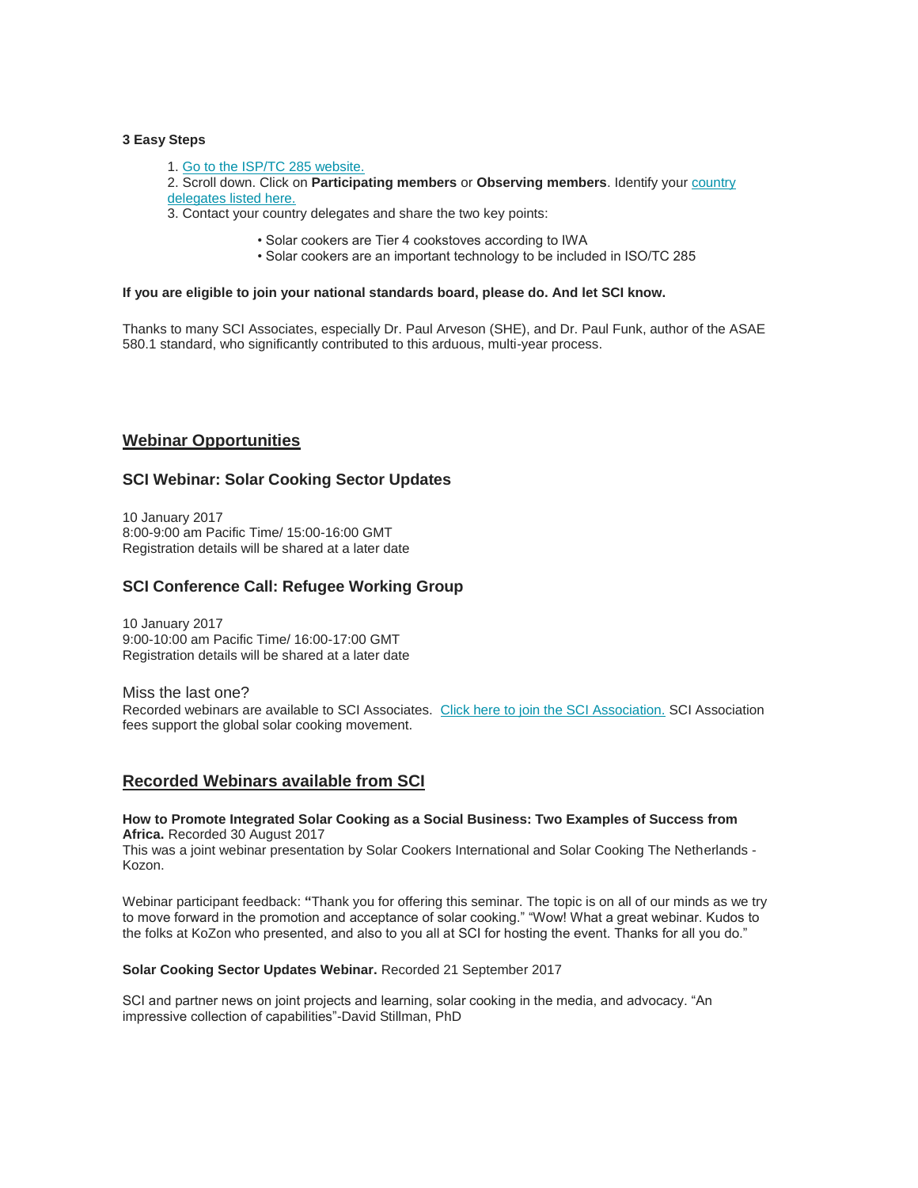**3 Easy Steps**

1. [Go to the ISP/TC 285 website.]()
2. Scroll down. Click on **Participating members** or **Observing members**. Identify your [country delegates listed here.]()
3. Contact your country delegates and share the two key points:

   • Solar cookers are Tier 4 cookstoves according to IWA
   • Solar cookers are an important technology to be included in ISO/TC 285

**If you are eligible to join your national standards board, please do. And let SCI know.**

Thanks to many SCI Associates, especially Dr. Paul Arveson (SHE), and Dr. Paul Funk, author of the ASAE 580.1 standard, who significantly contributed to this arduous, multi-year process.

## Webinar Opportunities

### SCI Webinar: Solar Cooking Sector Updates

10 January 2017
8:00-9:00 am Pacific Time/ 15:00-16:00 GMT
Registration details will be shared at a later date

### SCI Conference Call: Refugee Working Group

10 January 2017
9:00-10:00 am Pacific Time/ 16:00-17:00 GMT
Registration details will be shared at a later date

Miss the last one?
Recorded webinars are available to SCI Associates. [Click here to join the SCI Association.]() SCI Association fees support the global solar cooking movement.

## Recorded Webinars available from SCI

**How to Promote Integrated Solar Cooking as a Social Business: Two Examples of Success from Africa.** Recorded 30 August 2017
This was a joint webinar presentation by Solar Cookers International and Solar Cooking The Netherlands - Kozon.

Webinar participant feedback: **"**Thank you for offering this seminar. The topic is on all of our minds as we try to move forward in the promotion and acceptance of solar cooking." "Wow! What a great webinar. Kudos to the folks at KoZon who presented, and also to you all at SCI for hosting the event. Thanks for all you do."

**Solar Cooking Sector Updates Webinar.** Recorded 21 September 2017

SCI and partner news on joint projects and learning, solar cooking in the media, and advocacy. "An impressive collection of capabilities"-David Stillman, PhD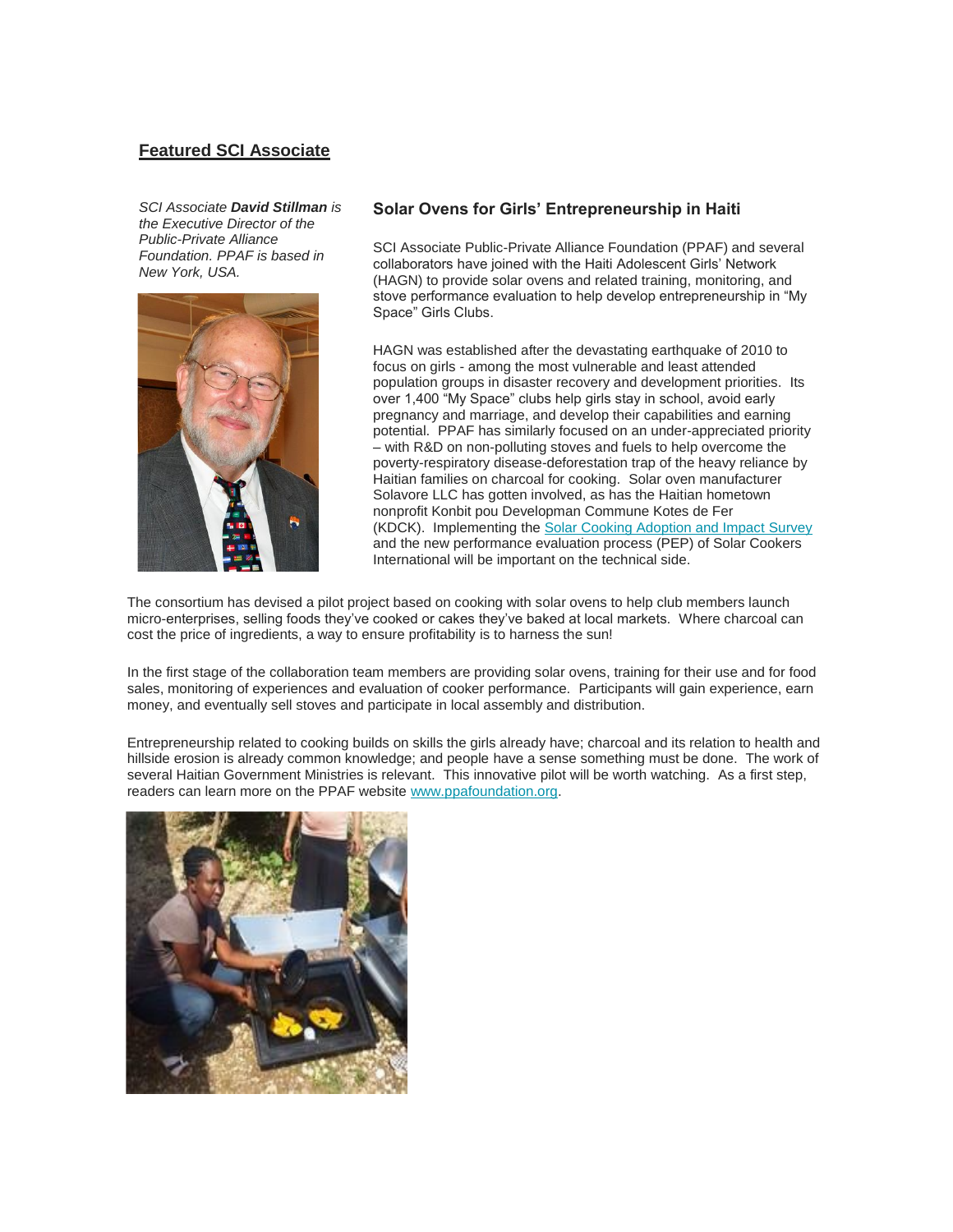## Featured SCI Associate

*SCI Associate **David Stillman** is the Executive Director of the Public-Private Alliance Foundation. PPAF is based in New York, USA.*

### Solar Ovens for Girls' Entrepreneurship in Haiti

SCI Associate Public-Private Alliance Foundation (PPAF) and several collaborators have joined with the Haiti Adolescent Girls' Network (HAGN) to provide solar ovens and related training, monitoring, and stove performance evaluation to help develop entrepreneurship in "My Space" Girls Clubs.

HAGN was established after the devastating earthquake of 2010 to focus on girls - among the most vulnerable and least attended population groups in disaster recovery and development priorities. Its over 1,400 "My Space" clubs help girls stay in school, avoid early pregnancy and marriage, and develop their capabilities and earning potential. PPAF has similarly focused on an under-appreciated priority – with R&D on non-polluting stoves and fuels to help overcome the poverty-respiratory disease-deforestation trap of the heavy reliance by Haitian families on charcoal for cooking. Solar oven manufacturer Solavore LLC has gotten involved, as has the Haitian hometown nonprofit Konbit pou Developman Commune Kotes de Fer (KDCK). Implementing the Solar Cooking Adoption and Impact Survey and the new performance evaluation process (PEP) of Solar Cookers International will be important on the technical side.

The consortium has devised a pilot project based on cooking with solar ovens to help club members launch micro-enterprises, selling foods they've cooked or cakes they've baked at local markets. Where charcoal can cost the price of ingredients, a way to ensure profitability is to harness the sun!

In the first stage of the collaboration team members are providing solar ovens, training for their use and for food sales, monitoring of experiences and evaluation of cooker performance. Participants will gain experience, earn money, and eventually sell stoves and participate in local assembly and distribution.

Entrepreneurship related to cooking builds on skills the girls already have; charcoal and its relation to health and hillside erosion is already common knowledge; and people have a sense something must be done. The work of several Haitian Government Ministries is relevant. This innovative pilot will be worth watching. As a first step, readers can learn more on the PPAF website www.ppafoundation.org.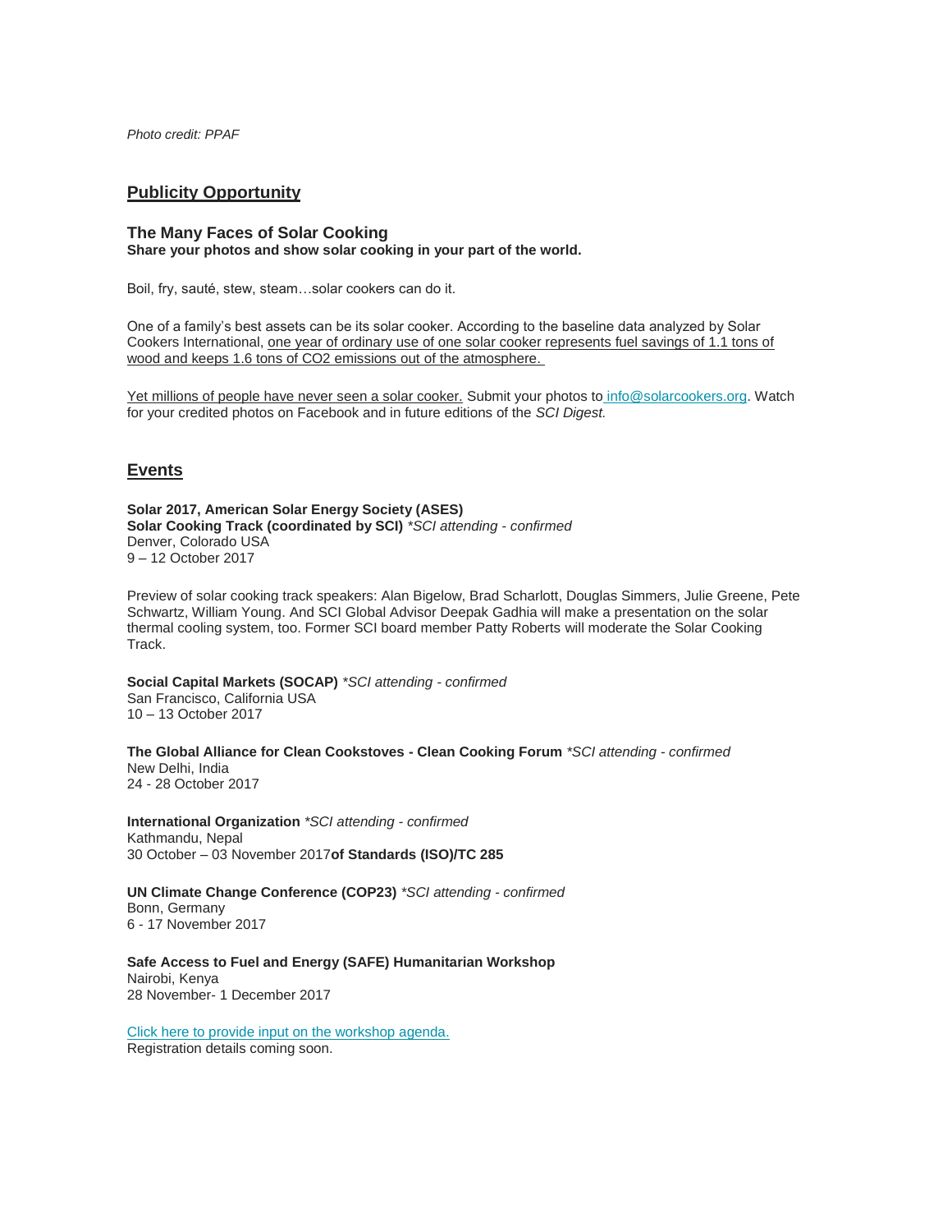*Photo credit: PPAF*

## Publicity Opportunity

### The Many Faces of Solar Cooking

**Share your photos and show solar cooking in your part of the world.**

Boil, fry, sauté, stew, steam…solar cookers can do it.

One of a family's best assets can be its solar cooker. According to the baseline data analyzed by Solar Cookers International, one year of ordinary use of one solar cooker represents fuel savings of 1.1 tons of wood and keeps 1.6 tons of $CO_2$ emissions out of the atmosphere.

Yet millions of people have never seen a solar cooker. Submit your photos to info@solarcookers.org. Watch for your credited photos on Facebook and in future editions of the *SCI Digest.*

## Events

**Solar 2017, American Solar Energy Society (ASES)**
**Solar Cooking Track (coordinated by SCI)** *\*SCI attending - confirmed*
Denver, Colorado USA
9 – 12 October 2017

Preview of solar cooking track speakers: Alan Bigelow, Brad Scharlott, Douglas Simmers, Julie Greene, Pete Schwartz, William Young. And SCI Global Advisor Deepak Gadhia will make a presentation on the solar thermal cooling system, too. Former SCI board member Patty Roberts will moderate the Solar Cooking Track.

**Social Capital Markets (SOCAP)** *\*SCI attending - confirmed*
San Francisco, California USA
10 – 13 October 2017

**The Global Alliance for Clean Cookstoves - Clean Cooking Forum** *\*SCI attending - confirmed*
New Delhi, India
24 - 28 October 2017

**International Organization** *\*SCI attending - confirmed*
Kathmandu, Nepal
30 October – 03 November 2017**of Standards (ISO)/TC 285**

**UN Climate Change Conference (COP23)** *\*SCI attending - confirmed*
Bonn, Germany
6 - 17 November 2017

**Safe Access to Fuel and Energy (SAFE) Humanitarian Workshop**
Nairobi, Kenya
28 November- 1 December 2017

Click here to provide input on the workshop agenda.
Registration details coming soon.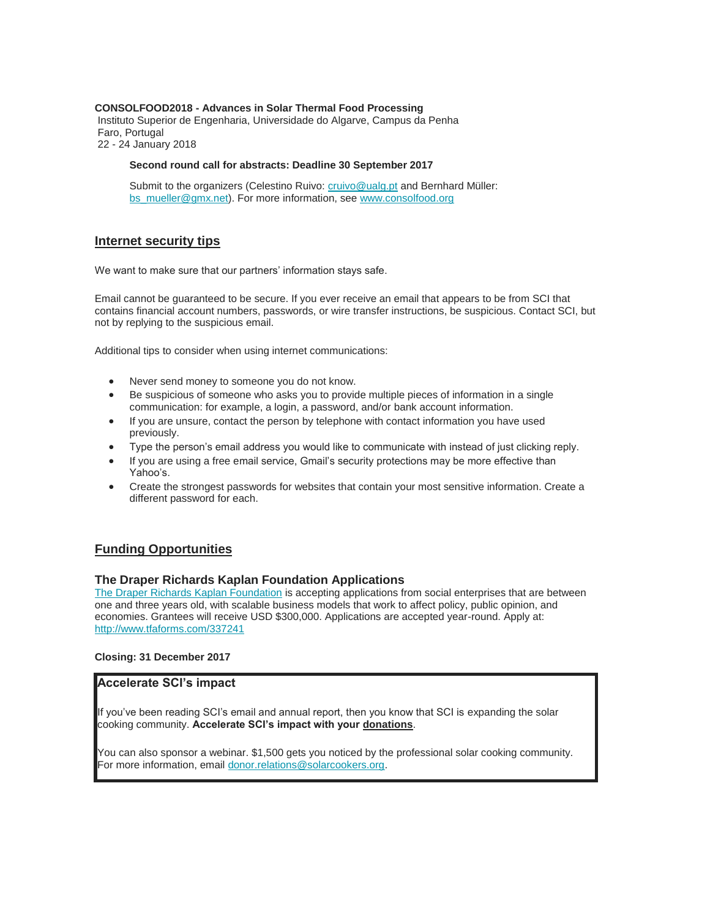**CONSOLFOOD2018 - Advances in Solar Thermal Food Processing**
Instituto Superior de Engenharia, Universidade do Algarve, Campus da Penha
Faro, Portugal
22 - 24 January 2018

**Second round call for abstracts: Deadline 30 September 2017**

Submit to the organizers (Celestino Ruivo: cruivo@ualg.pt and Bernhard Müller: bs_mueller@gmx.net). For more information, see www.consolfood.org

## Internet security tips

We want to make sure that our partners' information stays safe.

Email cannot be guaranteed to be secure. If you ever receive an email that appears to be from SCI that contains financial account numbers, passwords, or wire transfer instructions, be suspicious. Contact SCI, but not by replying to the suspicious email.

Additional tips to consider when using internet communications:

- Never send money to someone you do not know.
- Be suspicious of someone who asks you to provide multiple pieces of information in a single communication: for example, a login, a password, and/or bank account information.
- If you are unsure, contact the person by telephone with contact information you have used previously.
- Type the person's email address you would like to communicate with instead of just clicking reply.
- If you are using a free email service, Gmail's security protections may be more effective than Yahoo's.
- Create the strongest passwords for websites that contain your most sensitive information. Create a different password for each.

## Funding Opportunities

### The Draper Richards Kaplan Foundation Applications

The Draper Richards Kaplan Foundation is accepting applications from social enterprises that are between one and three years old, with scalable business models that work to affect policy, public opinion, and economies. Grantees will receive USD $300,000. Applications are accepted year-round. Apply at: http://www.tfaforms.com/337241

**Closing: 31 December 2017**

### Accelerate SCI's impact

If you've been reading SCI's email and annual report, then you know that SCI is expanding the solar cooking community. **Accelerate SCI's impact with your donations**.

You can also sponsor a webinar. $1,500 gets you noticed by the professional solar cooking community. For more information, email donor.relations@solarcookers.org.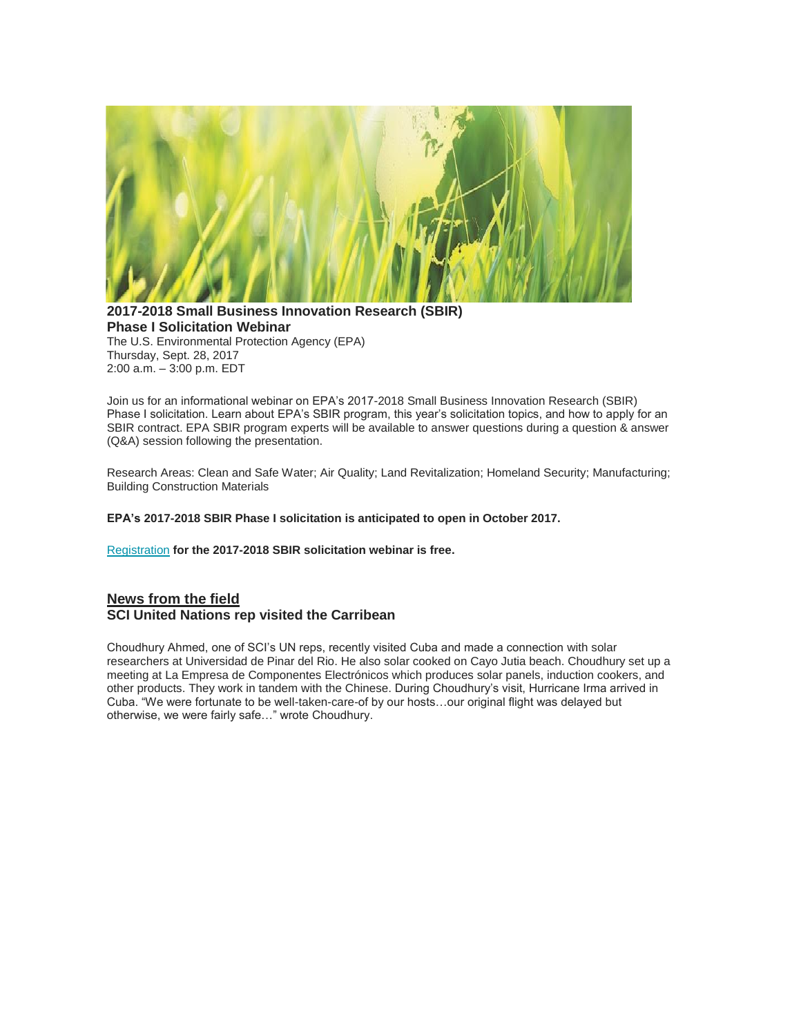**2017-2018 Small Business Innovation Research (SBIR)**
**Phase I Solicitation Webinar**
The U.S. Environmental Protection Agency (EPA)
Thursday, Sept. 28, 2017
2:00 a.m. – 3:00 p.m. EDT

Join us for an informational webinar on EPA's 2017-2018 Small Business Innovation Research (SBIR) Phase I solicitation. Learn about EPA's SBIR program, this year's solicitation topics, and how to apply for an SBIR contract. EPA SBIR program experts will be available to answer questions during a question & answer (Q&A) session following the presentation.

Research Areas: Clean and Safe Water; Air Quality; Land Revitalization; Homeland Security; Manufacturing; Building Construction Materials

**EPA's 2017-2018 SBIR Phase I solicitation is anticipated to open in October 2017.**

Registration **for the 2017-2018 SBIR solicitation webinar is free.**

## News from the field

### SCI United Nations rep visited the Carribean

Choudhury Ahmed, one of SCI's UN reps, recently visited Cuba and made a connection with solar researchers at Universidad de Pinar del Rio. He also solar cooked on Cayo Jutia beach. Choudhury set up a meeting at La Empresa de Componentes Electrónicos which produces solar panels, induction cookers, and other products. They work in tandem with the Chinese. During Choudhury's visit, Hurricane Irma arrived in Cuba. "We were fortunate to be well-taken-care-of by our hosts…our original flight was delayed but otherwise, we were fairly safe…" wrote Choudhury.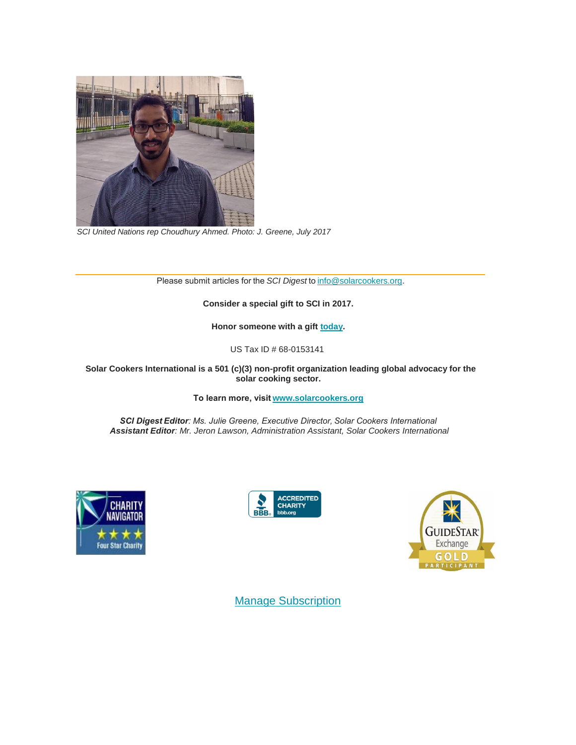*SCI United Nations rep Choudhury Ahmed. Photo: J. Greene, July 2017*

---

Please submit articles for the *SCI Digest* to info@solarcookers.org.

**Consider a special gift to SCI in 2017.**

**Honor someone with a gift today.**

US Tax ID # 68-0153141

**Solar Cookers International is a 501 (c)(3) non-profit organization leading global advocacy for the solar cooking sector.**

**To learn more, visit www.solarcookers.org**

***SCI Digest Editor**: Ms. Julie Greene, Executive Director, Solar Cookers International*
***Assistant Editor**: Mr. Jeron Lawson, Administration Assistant, Solar Cookers International*

Manage Subscription